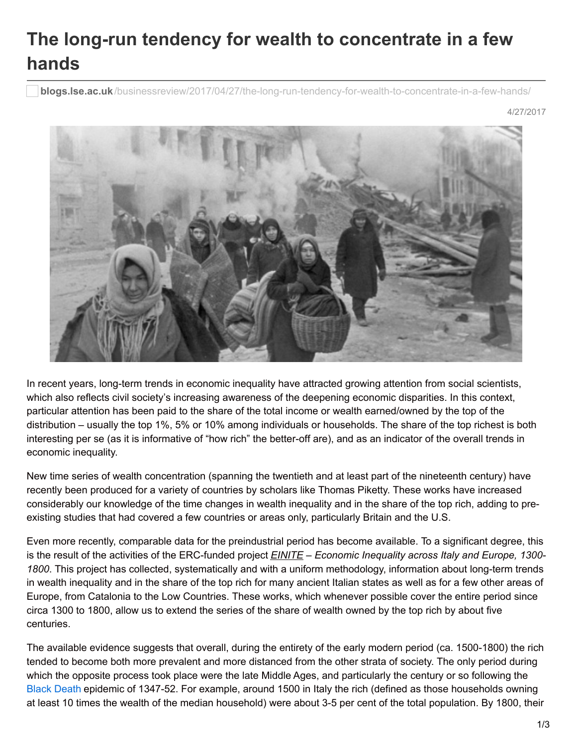# The long-run tendency for wealth to concentrate in a few hands

**blogs.lse.ac.uk**/businessreview/2017/04/27/the-long-run-tendency-for-wealth-to-concentrate-in-a-few-hands/

4/27/2017

In recent years, long-term trends in economic inequality have attracted growing attention from social scientists, which also reflects civil society's increasing awareness of the deepening economic disparities. In this context, particular attention has been paid to the share of the total income or wealth earned/owned by the top of the distribution – usually the top 1%, 5% or 10% among individuals or households. The share of the top richest is both interesting per se (as it is informative of "how rich" the better-off are), and as an indicator of the overall trends in economic inequality.

New time series of wealth concentration (spanning the twentieth and at least part of the nineteenth century) have recently been produced for a variety of countries by scholars like Thomas Piketty. These works have increased considerably our knowledge of the time changes in wealth inequality and in the share of the top rich, adding to pre-existing studies that had covered a few countries or areas only, particularly Britain and the U.S.

Even more recently, comparable data for the preindustrial period has become available. To a significant degree, this is the result of the activities of the ERC-funded project *EINITE – Economic Inequality across Italy and Europe, 1300-1800*. This project has collected, systematically and with a uniform methodology, information about long-term trends in wealth inequality and in the share of the top rich for many ancient Italian states as well as for a few other areas of Europe, from Catalonia to the Low Countries. These works, which whenever possible cover the entire period since circa 1300 to 1800, allow us to extend the series of the share of wealth owned by the top rich by about five centuries.

The available evidence suggests that overall, during the entirety of the early modern period (ca. 1500-1800) the rich tended to become both more prevalent and more distanced from the other strata of society. The only period during which the opposite process took place were the late Middle Ages, and particularly the century or so following the Black Death epidemic of 1347-52. For example, around 1500 in Italy the rich (defined as those households owning at least 10 times the wealth of the median household) were about 3-5 per cent of the total population. By 1800, their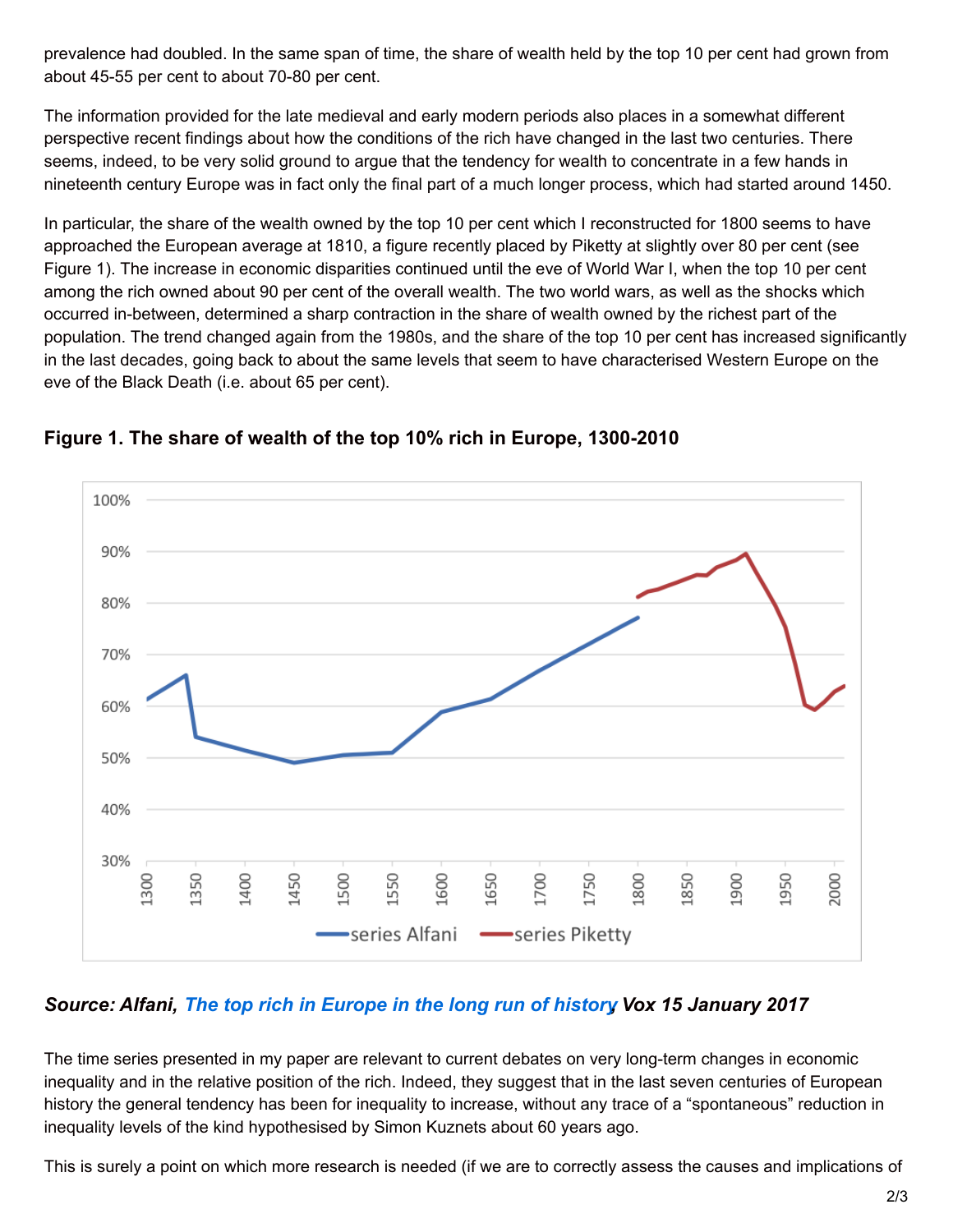prevalence had doubled. In the same span of time, the share of wealth held by the top 10 per cent had grown from about 45-55 per cent to about 70-80 per cent.

The information provided for the late medieval and early modern periods also places in a somewhat different perspective recent findings about how the conditions of the rich have changed in the last two centuries. There seems, indeed, to be very solid ground to argue that the tendency for wealth to concentrate in a few hands in nineteenth century Europe was in fact only the final part of a much longer process, which had started around 1450.

In particular, the share of the wealth owned by the top 10 per cent which I reconstructed for 1800 seems to have approached the European average at 1810, a figure recently placed by Piketty at slightly over 80 per cent (see Figure 1). The increase in economic disparities continued until the eve of World War I, when the top 10 per cent among the rich owned about 90 per cent of the overall wealth. The two world wars, as well as the shocks which occurred in-between, determined a sharp contraction in the share of wealth owned by the richest part of the population. The trend changed again from the 1980s, and the share of the top 10 per cent has increased significantly in the last decades, going back to about the same levels that seem to have characterised Western Europe on the eve of the Black Death (i.e. about 65 per cent).

### Figure 1. The share of wealth of the top 10% rich in Europe, 1300-2010

***Source: Alfani, The top rich in Europe in the long run of history, Vox 15 January 2017***

The time series presented in my paper are relevant to current debates on very long-term changes in economic inequality and in the relative position of the rich. Indeed, they suggest that in the last seven centuries of European history the general tendency has been for inequality to increase, without any trace of a "spontaneous" reduction in inequality levels of the kind hypothesised by Simon Kuznets about 60 years ago.

This is surely a point on which more research is needed (if we are to correctly assess the causes and implications of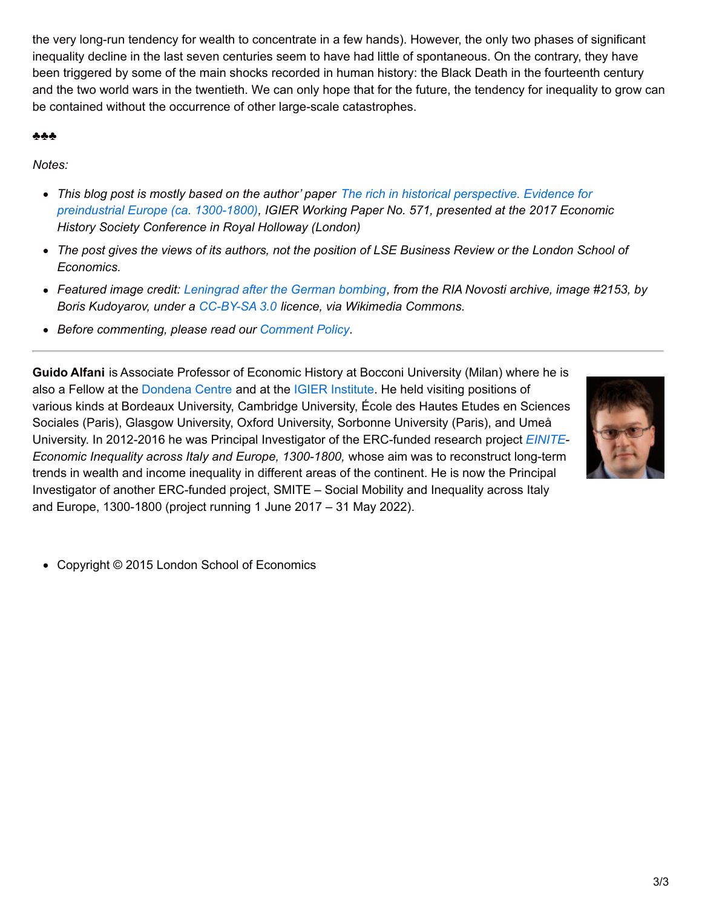the very long-run tendency for wealth to concentrate in a few hands). However, the only two phases of significant inequality decline in the last seven centuries seem to have had little of spontaneous. On the contrary, they have been triggered by some of the main shocks recorded in human history: the Black Death in the fourteenth century and the two world wars in the twentieth. We can only hope that for the future, the tendency for inequality to grow can be contained without the occurrence of other large-scale catastrophes.

♣♣♣

*Notes:*

- *This blog post is mostly based on the author' paper The rich in historical perspective. Evidence for preindustrial Europe (ca. 1300-1800), IGIER Working Paper No. 571, presented at the 2017 Economic History Society Conference in Royal Holloway (London)*
- *The post gives the views of its authors, not the position of LSE Business Review or the London School of Economics.*
- *Featured image credit: Leningrad after the German bombing, from the RIA Novosti archive, image #2153, by Boris Kudoyarov, under a CC-BY-SA 3.0 licence, via Wikimedia Commons.*
- *Before commenting, please read our Comment Policy.*

---

**Guido Alfani** is Associate Professor of Economic History at Bocconi University (Milan) where he is also a Fellow at the Dondena Centre and at the IGIER Institute. He held visiting positions of various kinds at Bordeaux University, Cambridge University, École des Hautes Etudes en Sciences Sociales (Paris), Glasgow University, Oxford University, Sorbonne University (Paris), and Umeå University. In 2012-2016 he was Principal Investigator of the ERC-funded research project *EINITE-Economic Inequality across Italy and Europe, 1300-1800,* whose aim was to reconstruct long-term trends in wealth and income inequality in different areas of the continent. He is now the Principal Investigator of another ERC-funded project, SMITE – Social Mobility and Inequality across Italy and Europe, 1300-1800 (project running 1 June 2017 – 31 May 2022).

- Copyright © 2015 London School of Economics